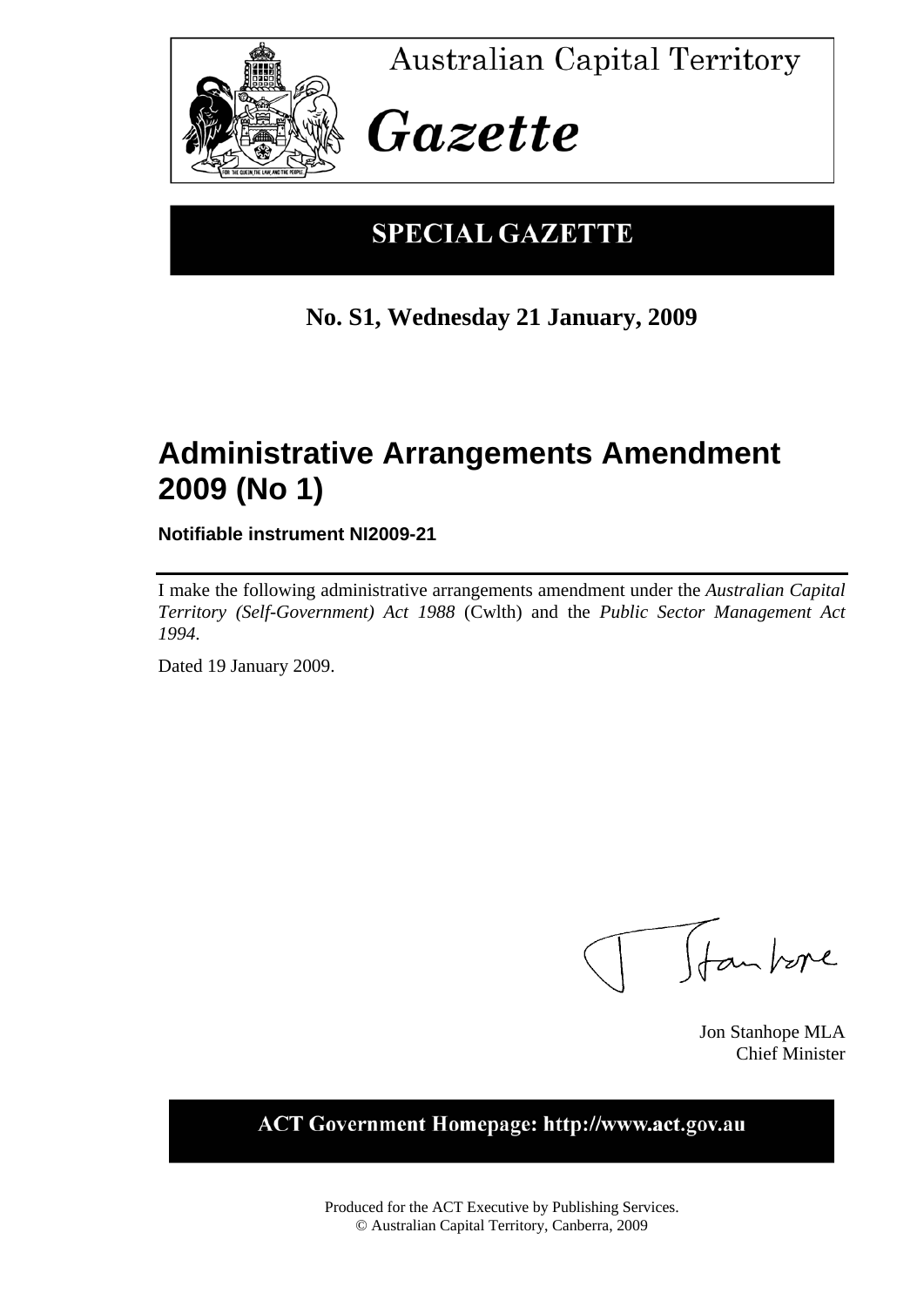Australian Capital Territory

# Gazette

## SPECIAL GAZETTE

**No. S1, Wednesday 21 January, 2009**

# Administrative Arrangements Amendment 2009 (No 1)

**Notifiable instrument NI2009-21**

I make the following administrative arrangements amendment under the *Australian Capital Territory (Self-Government) Act 1988* (Cwlth) and the *Public Sector Management Act 1994*.

Dated 19 January 2009.

Jon Stanhope MLA
Chief Minister

**ACT Government Homepage: http://www.act.gov.au**

Produced for the ACT Executive by Publishing Services.
© Australian Capital Territory, Canberra, 2009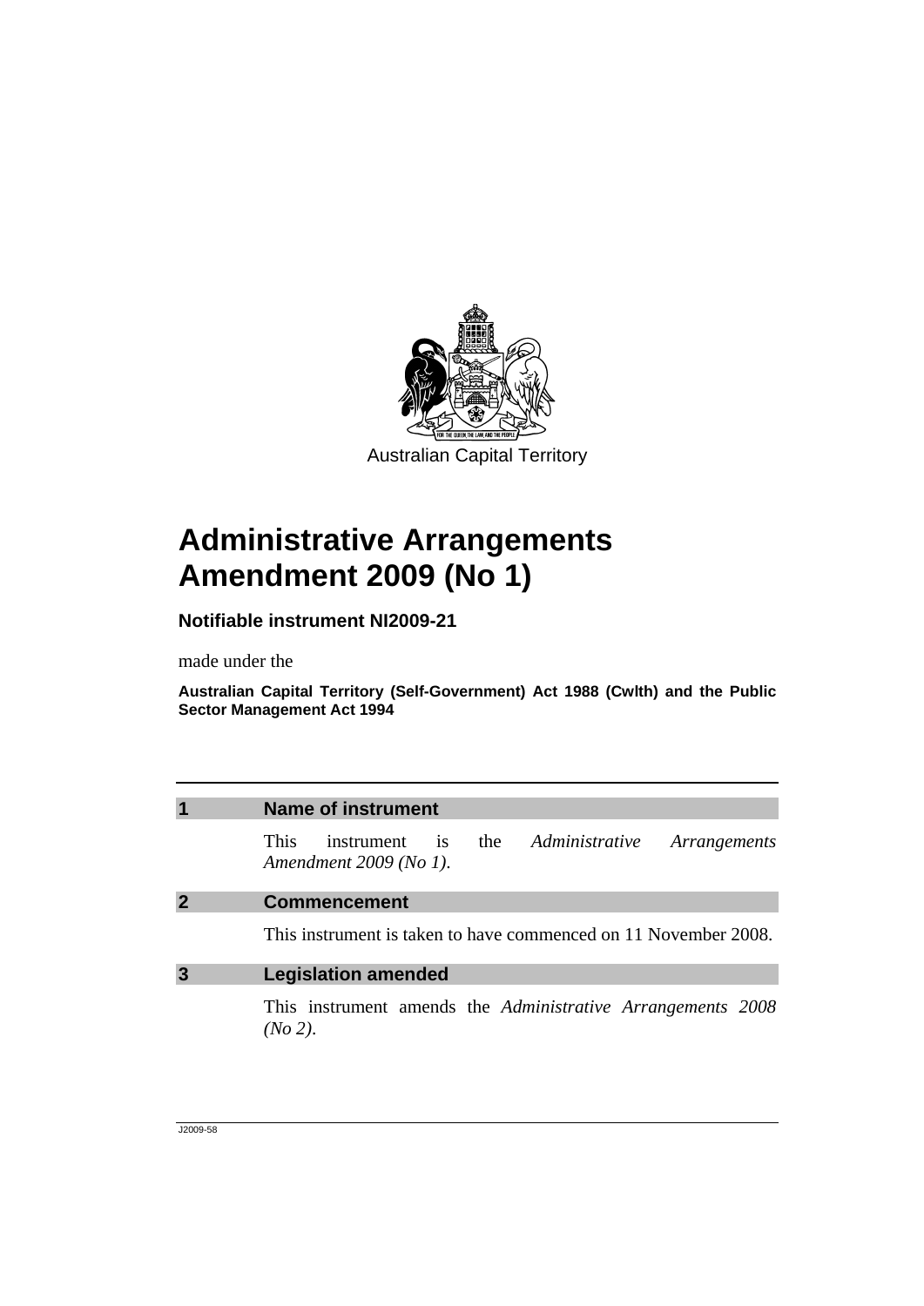Australian Capital Territory

# Administrative Arrangements Amendment 2009 (No 1)

**Notifiable instrument NI2009-21**

made under the

**Australian Capital Territory (Self-Government) Act 1988 (Cwlth) and the Public Sector Management Act 1994**

## 1 Name of instrument

This instrument is the *Administrative Arrangements Amendment 2009 (No 1)*.

## 2 Commencement

This instrument is taken to have commenced on 11 November 2008.

## 3 Legislation amended

This instrument amends the *Administrative Arrangements 2008 (No 2)*.

J2009-58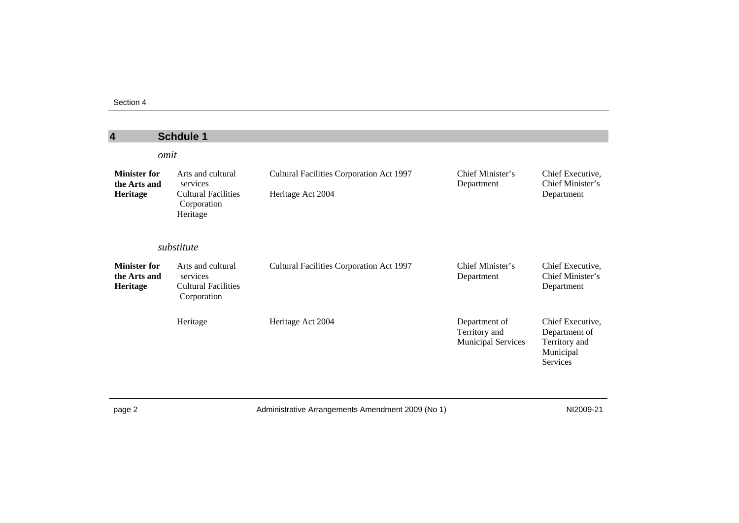## 4 Schdule 1

*omit*

| | | | | |
|---|---|---|---|---|
| **Minister for the Arts and Heritage** | Arts and cultural services<br>Cultural Facilities Corporation<br>Heritage | Cultural Facilities Corporation Act 1997<br>Heritage Act 2004 | Chief Minister's Department | Chief Executive, Chief Minister's Department |

*substitute*

| | | | | |
|---|---|---|---|---|
| **Minister for the Arts and Heritage** | Arts and cultural services<br>Cultural Facilities Corporation | Cultural Facilities Corporation Act 1997 | Chief Minister's Department | Chief Executive, Chief Minister's Department |
| | Heritage | Heritage Act 2004 | Department of Territory and Municipal Services | Chief Executive, Department of Territory and Municipal Services |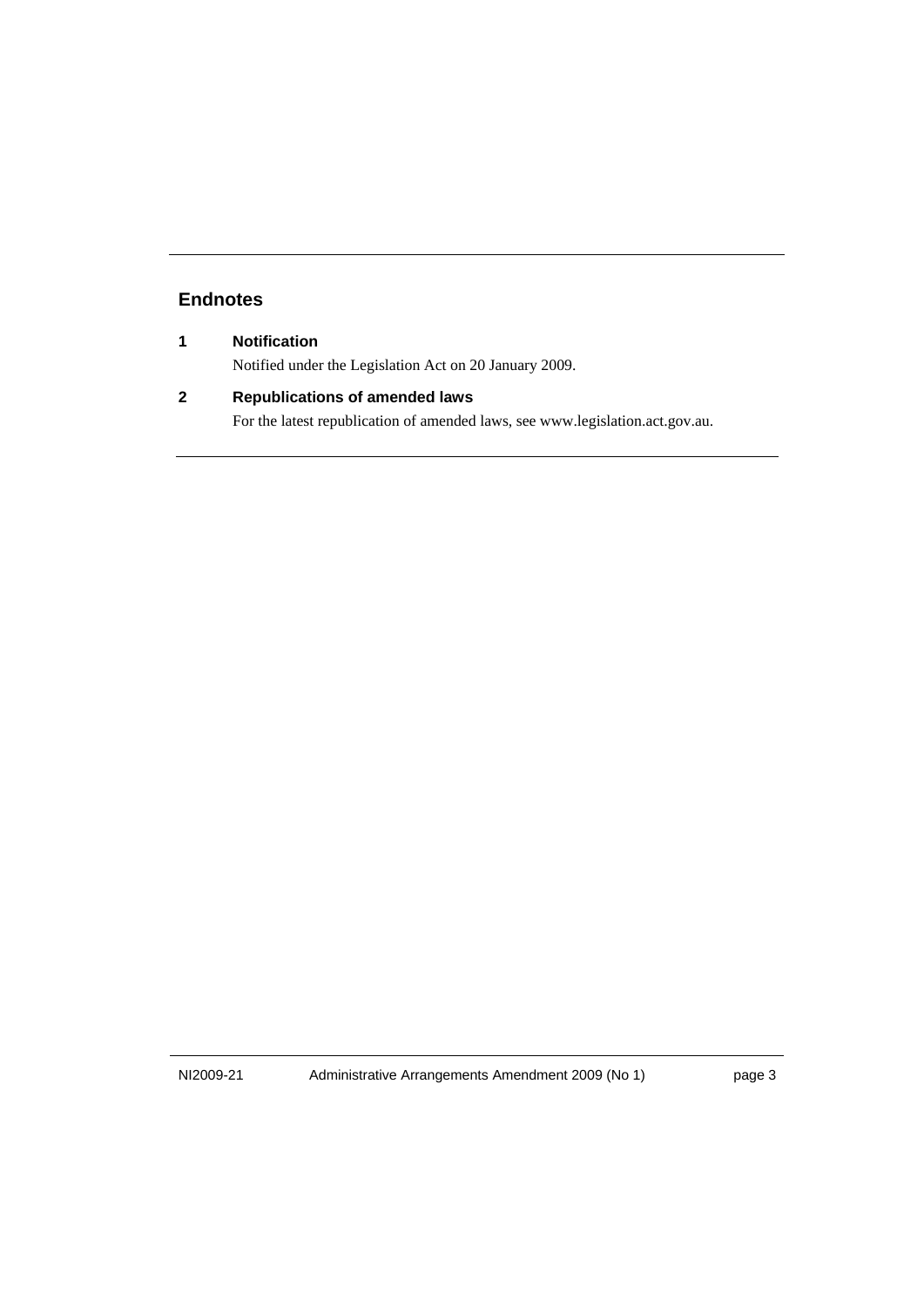## Endnotes

### 1 Notification

Notified under the Legislation Act on 20 January 2009.

### 2 Republications of amended laws

For the latest republication of amended laws, see www.legislation.act.gov.au.